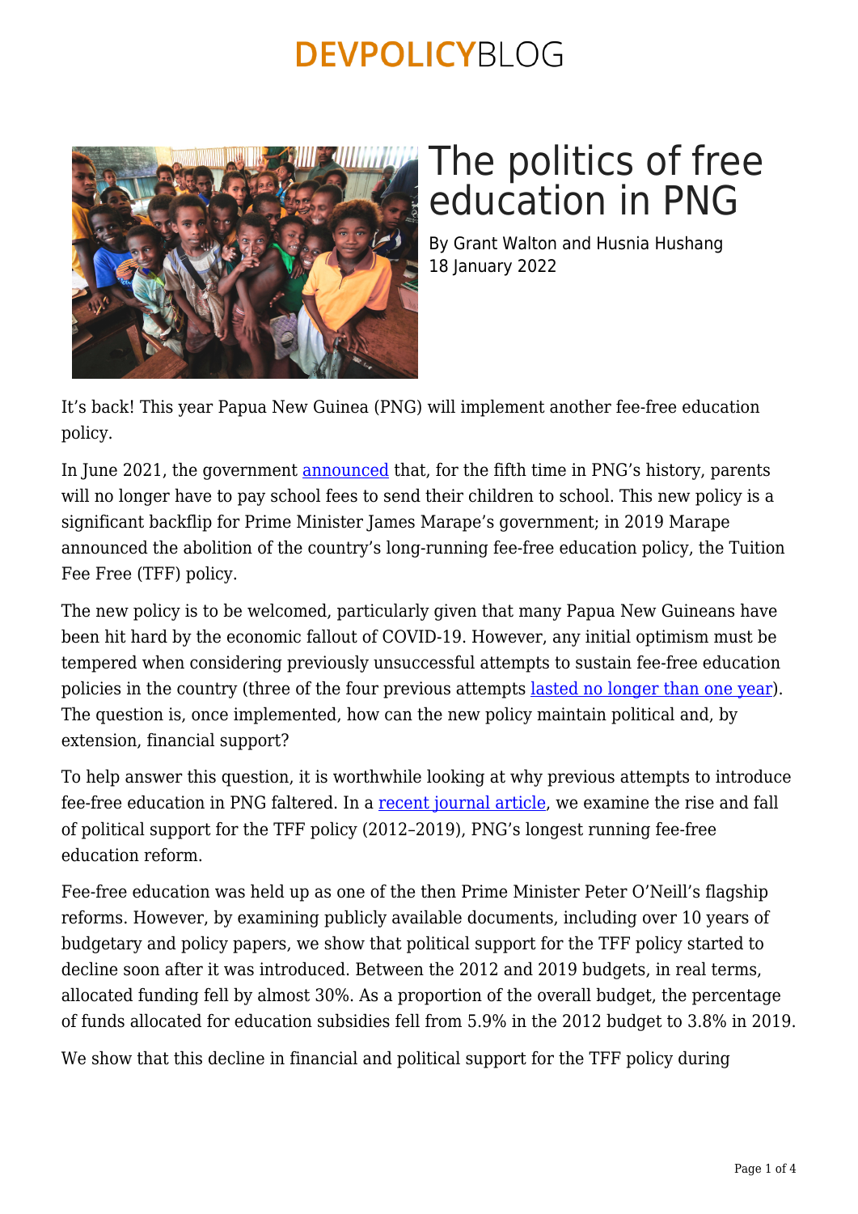# The politics of free education in PNG

By Grant Walton and Husnia Hushang
18 January 2022

It's back! This year Papua New Guinea (PNG) will implement another fee-free education policy.

In June 2021, the government announced that, for the fifth time in PNG's history, parents will no longer have to pay school fees to send their children to school. This new policy is a significant backflip for Prime Minister James Marape's government; in 2019 Marape announced the abolition of the country's long-running fee-free education policy, the Tuition Fee Free (TFF) policy.

The new policy is to be welcomed, particularly given that many Papua New Guineans have been hit hard by the economic fallout of COVID-19. However, any initial optimism must be tempered when considering previously unsuccessful attempts to sustain fee-free education policies in the country (three of the four previous attempts lasted no longer than one year). The question is, once implemented, how can the new policy maintain political and, by extension, financial support?

To help answer this question, it is worthwhile looking at why previous attempts to introduce fee-free education in PNG faltered. In a recent journal article, we examine the rise and fall of political support for the TFF policy (2012–2019), PNG's longest running fee-free education reform.

Fee-free education was held up as one of the then Prime Minister Peter O'Neill's flagship reforms. However, by examining publicly available documents, including over 10 years of budgetary and policy papers, we show that political support for the TFF policy started to decline soon after it was introduced. Between the 2012 and 2019 budgets, in real terms, allocated funding fell by almost 30%. As a proportion of the overall budget, the percentage of funds allocated for education subsidies fell from 5.9% in the 2012 budget to 3.8% in 2019.

We show that this decline in financial and political support for the TFF policy during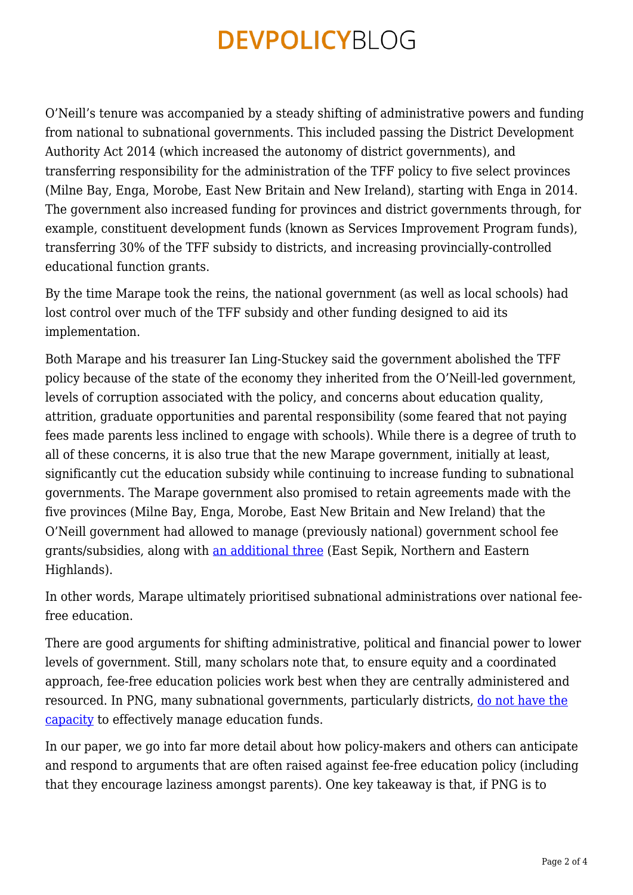O'Neill's tenure was accompanied by a steady shifting of administrative powers and funding from national to subnational governments. This included passing the District Development Authority Act 2014 (which increased the autonomy of district governments), and transferring responsibility for the administration of the TFF policy to five select provinces (Milne Bay, Enga, Morobe, East New Britain and New Ireland), starting with Enga in 2014. The government also increased funding for provinces and district governments through, for example, constituent development funds (known as Services Improvement Program funds), transferring 30% of the TFF subsidy to districts, and increasing provincially-controlled educational function grants.

By the time Marape took the reins, the national government (as well as local schools) had lost control over much of the TFF subsidy and other funding designed to aid its implementation.

Both Marape and his treasurer Ian Ling-Stuckey said the government abolished the TFF policy because of the state of the economy they inherited from the O'Neill-led government, levels of corruption associated with the policy, and concerns about education quality, attrition, graduate opportunities and parental responsibility (some feared that not paying fees made parents less inclined to engage with schools). While there is a degree of truth to all of these concerns, it is also true that the new Marape government, initially at least, significantly cut the education subsidy while continuing to increase funding to subnational governments. The Marape government also promised to retain agreements made with the five provinces (Milne Bay, Enga, Morobe, East New Britain and New Ireland) that the O'Neill government had allowed to manage (previously national) government school fee grants/subsidies, along with an additional three (East Sepik, Northern and Eastern Highlands).

In other words, Marape ultimately prioritised subnational administrations over national fee-free education.

There are good arguments for shifting administrative, political and financial power to lower levels of government. Still, many scholars note that, to ensure equity and a coordinated approach, fee-free education policies work best when they are centrally administered and resourced. In PNG, many subnational governments, particularly districts, do not have the capacity to effectively manage education funds.

In our paper, we go into far more detail about how policy-makers and others can anticipate and respond to arguments that are often raised against fee-free education policy (including that they encourage laziness amongst parents). One key takeaway is that, if PNG is to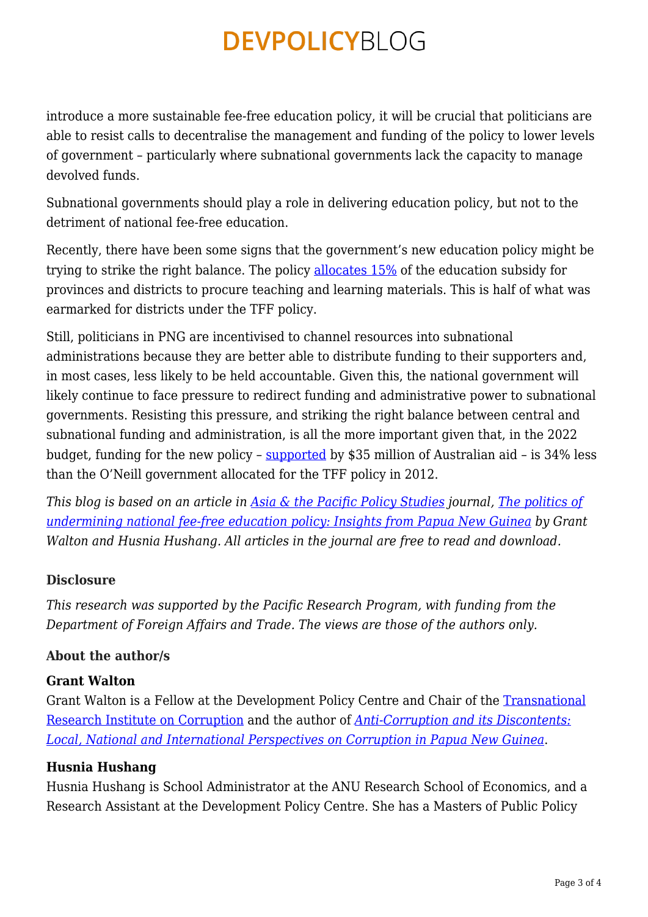introduce a more sustainable fee-free education policy, it will be crucial that politicians are able to resist calls to decentralise the management and funding of the policy to lower levels of government – particularly where subnational governments lack the capacity to manage devolved funds.

Subnational governments should play a role in delivering education policy, but not to the detriment of national fee-free education.

Recently, there have been some signs that the government's new education policy might be trying to strike the right balance. The policy allocates 15% of the education subsidy for provinces and districts to procure teaching and learning materials. This is half of what was earmarked for districts under the TFF policy.

Still, politicians in PNG are incentivised to channel resources into subnational administrations because they are better able to distribute funding to their supporters and, in most cases, less likely to be held accountable. Given this, the national government will likely continue to face pressure to redirect funding and administrative power to subnational governments. Resisting this pressure, and striking the right balance between central and subnational funding and administration, is all the more important given that, in the 2022 budget, funding for the new policy – supported by $35 million of Australian aid – is 34% less than the O'Neill government allocated for the TFF policy in 2012.

*This blog is based on an article in Asia & the Pacific Policy Studies journal, The politics of undermining national fee-free education policy: Insights from Papua New Guinea by Grant Walton and Husnia Hushang. All articles in the journal are free to read and download.*

#### Disclosure

*This research was supported by the Pacific Research Program, with funding from the Department of Foreign Affairs and Trade. The views are those of the authors only.*

#### About the author/s

**Grant Walton**
Grant Walton is a Fellow at the Development Policy Centre and Chair of the Transnational Research Institute on Corruption and the author of *Anti-Corruption and its Discontents: Local, National and International Perspectives on Corruption in Papua New Guinea*.

**Husnia Hushang**
Husnia Hushang is School Administrator at the ANU Research School of Economics, and a Research Assistant at the Development Policy Centre. She has a Masters of Public Policy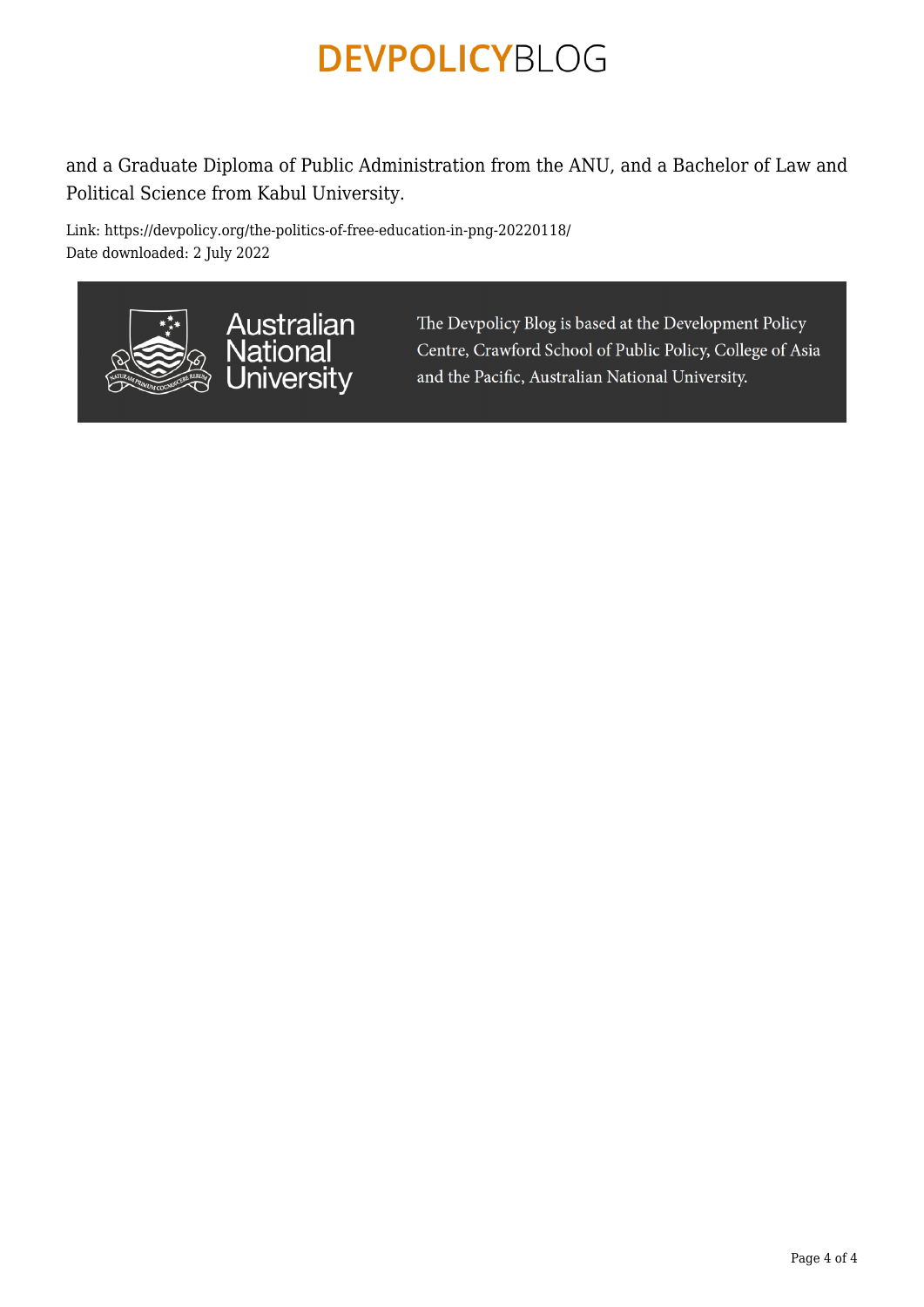and a Graduate Diploma of Public Administration from the ANU, and a Bachelor of Law and Political Science from Kabul University.

Link: https://devpolicy.org/the-politics-of-free-education-in-png-20220118/
Date downloaded: 2 July 2022

Australian National University

The Devpolicy Blog is based at the Development Policy Centre, Crawford School of Public Policy, College of Asia and the Pacific, Australian National University.